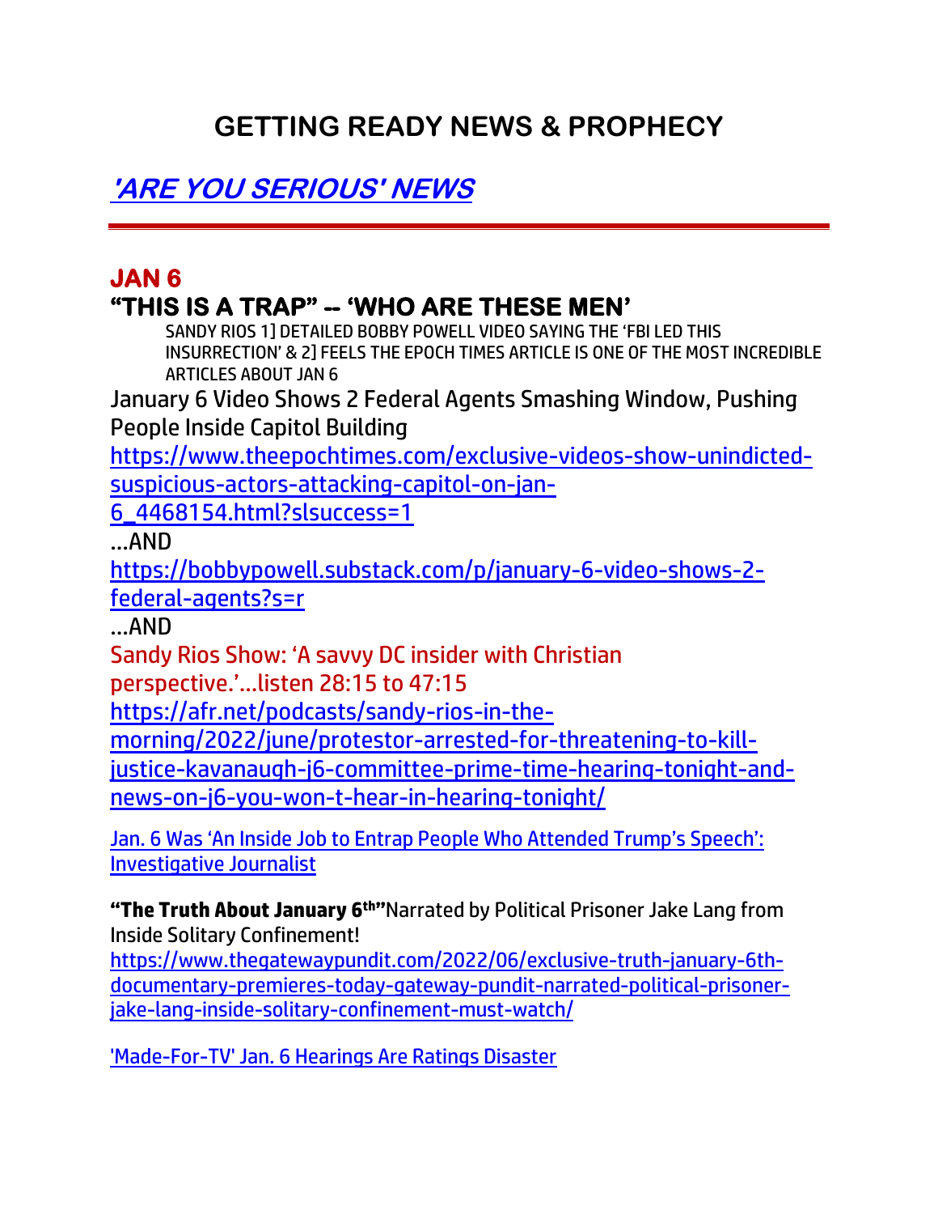# GETTING READY NEWS & PROPHECY

## ['ARE YOU SERIOUS' NEWS]

---

## JAN 6

## “THIS IS A TRAP” -- ‘WHO ARE THESE MEN’

SANDY RIOS 1] DETAILED BOBBY POWELL VIDEO SAYING THE ‘FBI LED THIS INSURRECTION’ & 2] FEELS THE EPOCH TIMES ARTICLE IS ONE OF THE MOST INCREDIBLE ARTICLES ABOUT JAN 6

January 6 Video Shows 2 Federal Agents Smashing Window, Pushing People Inside Capitol Building

https://www.theepochtimes.com/exclusive-videos-show-unindicted-suspicious-actors-attacking-capitol-on-jan-6_4468154.html?slsuccess=1

…AND

https://bobbypowell.substack.com/p/january-6-video-shows-2-federal-agents?s=r

…AND

Sandy Rios Show: ‘A savvy DC insider with Christian perspective.’…listen 28:15 to 47:15

https://afr.net/podcasts/sandy-rios-in-the-morning/2022/june/protestor-arrested-for-threatening-to-kill-justice-kavanaugh-j6-committee-prime-time-hearing-tonight-and-news-on-j6-you-won-t-hear-in-hearing-tonight/

Jan. 6 Was ‘An Inside Job to Entrap People Who Attended Trump’s Speech’: Investigative Journalist

**“The Truth About January 6th”** Narrated by Political Prisoner Jake Lang from Inside Solitary Confinement!

https://www.thegatewaypundit.com/2022/06/exclusive-truth-january-6th-documentary-premieres-today-gateway-pundit-narrated-political-prisoner-jake-lang-inside-solitary-confinement-must-watch/

'Made-For-TV' Jan. 6 Hearings Are Ratings Disaster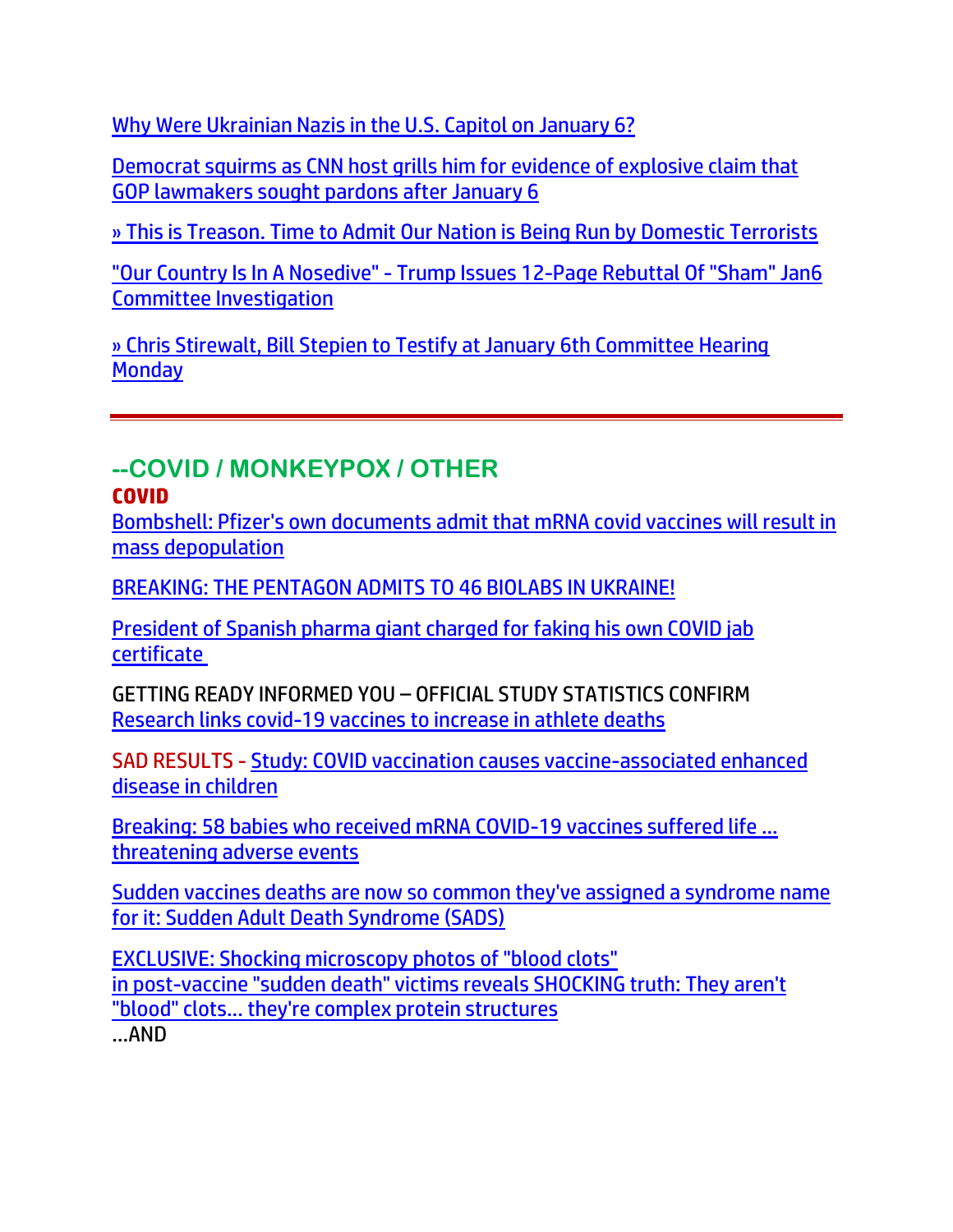Why Were Ukrainian Nazis in the U.S. Capitol on January 6?

Democrat squirms as CNN host grills him for evidence of explosive claim that GOP lawmakers sought pardons after January 6

» This is Treason. Time to Admit Our Nation is Being Run by Domestic Terrorists

"Our Country Is In A Nosedive" - Trump Issues 12-Page Rebuttal Of "Sham" Jan6 Committee Investigation

» Chris Stirewalt, Bill Stepien to Testify at January 6th Committee Hearing Monday

---

## --COVID / MONKEYPOX / OTHER

### COVID

Bombshell: Pfizer's own documents admit that mRNA covid vaccines will result in mass depopulation

BREAKING: THE PENTAGON ADMITS TO 46 BIOLABS IN UKRAINE!

President of Spanish pharma giant charged for faking his own COVID jab certificate

GETTING READY INFORMED YOU – OFFICIAL STUDY STATISTICS CONFIRM
Research links covid-19 vaccines to increase in athlete deaths

SAD RESULTS - Study: COVID vaccination causes vaccine-associated enhanced disease in children

Breaking: 58 babies who received mRNA COVID-19 vaccines suffered life ... threatening adverse events

Sudden vaccines deaths are now so common they've assigned a syndrome name for it: Sudden Adult Death Syndrome (SADS)

EXCLUSIVE: Shocking microscopy photos of "blood clots" in post-vaccine "sudden death" victims reveals SHOCKING truth: They aren't "blood" clots... they're complex protein structures
...AND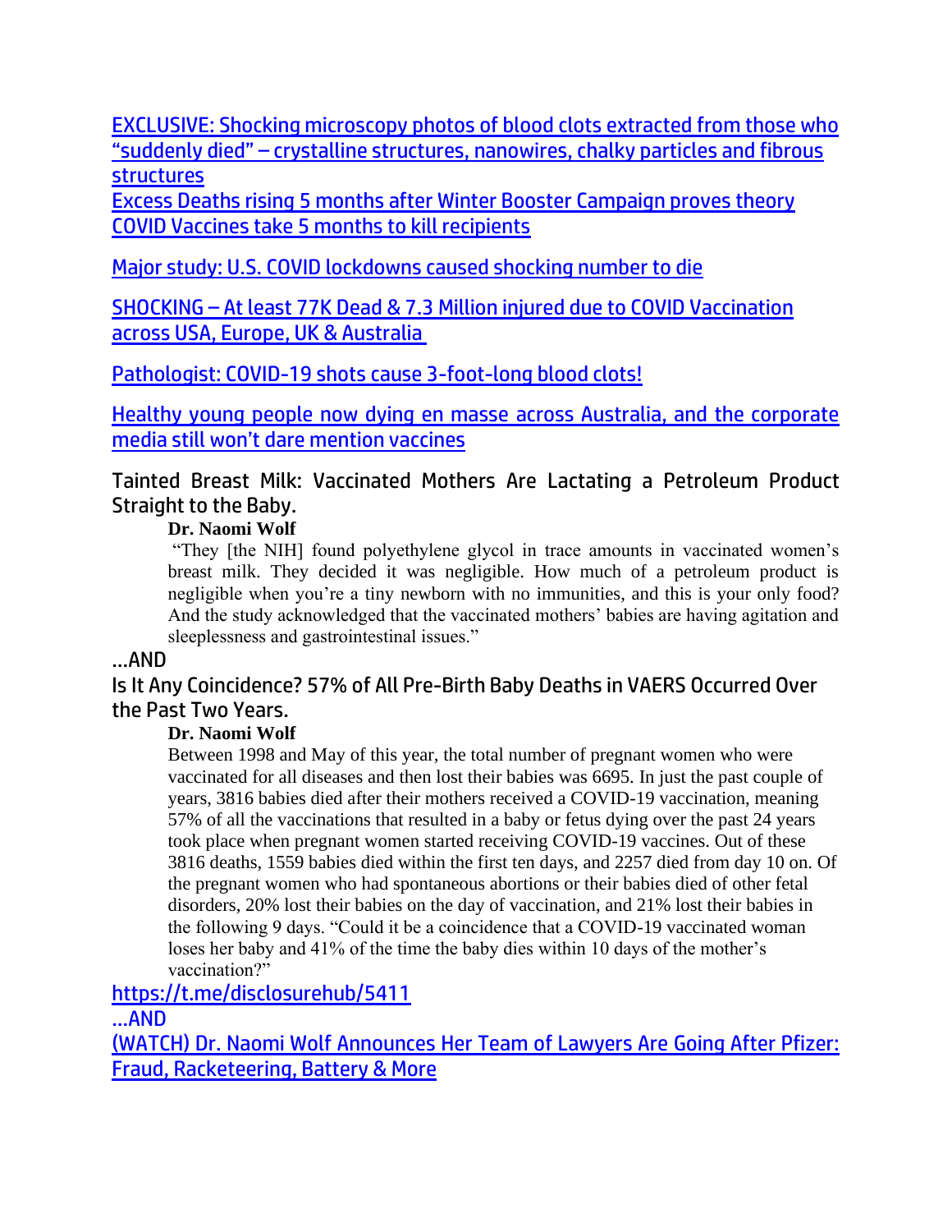[EXCLUSIVE: Shocking microscopy photos of blood clots extracted from those who "suddenly died" – crystalline structures, nanowires, chalky particles and fibrous structures]

[Excess Deaths rising 5 months after Winter Booster Campaign proves theory COVID Vaccines take 5 months to kill recipients]

[Major study: U.S. COVID lockdowns caused shocking number to die]

[SHOCKING – At least 77K Dead & 7.3 Million injured due to COVID Vaccination across USA, Europe, UK & Australia]

[Pathologist: COVID-19 shots cause 3-foot-long blood clots!]

[Healthy young people now dying en masse across Australia, and the corporate media still won't dare mention vaccines]

Tainted Breast Milk: Vaccinated Mothers Are Lactating a Petroleum Product Straight to the Baby.

> **Dr. Naomi Wolf**
>
> "They [the NIH] found polyethylene glycol in trace amounts in vaccinated women's breast milk. They decided it was negligible. How much of a petroleum product is negligible when you're a tiny newborn with no immunities, and this is your only food? And the study acknowledged that the vaccinated mothers' babies are having agitation and sleeplessness and gastrointestinal issues."

…AND

Is It Any Coincidence? 57% of All Pre-Birth Baby Deaths in VAERS Occurred Over the Past Two Years.

> **Dr. Naomi Wolf**
>
> Between 1998 and May of this year, the total number of pregnant women who were vaccinated for all diseases and then lost their babies was 6695. In just the past couple of years, 3816 babies died after their mothers received a COVID-19 vaccination, meaning 57% of all the vaccinations that resulted in a baby or fetus dying over the past 24 years took place when pregnant women started receiving COVID-19 vaccines. Out of these 3816 deaths, 1559 babies died within the first ten days, and 2257 died from day 10 on. Of the pregnant women who had spontaneous abortions or their babies died of other fetal disorders, 20% lost their babies on the day of vaccination, and 21% lost their babies in the following 9 days. "Could it be a coincidence that a COVID-19 vaccinated woman loses her baby and 41% of the time the baby dies within 10 days of the mother's vaccination?"

https://t.me/disclosurehub/5411

…AND

[(WATCH) Dr. Naomi Wolf Announces Her Team of Lawyers Are Going After Pfizer: Fraud, Racketeering, Battery & More]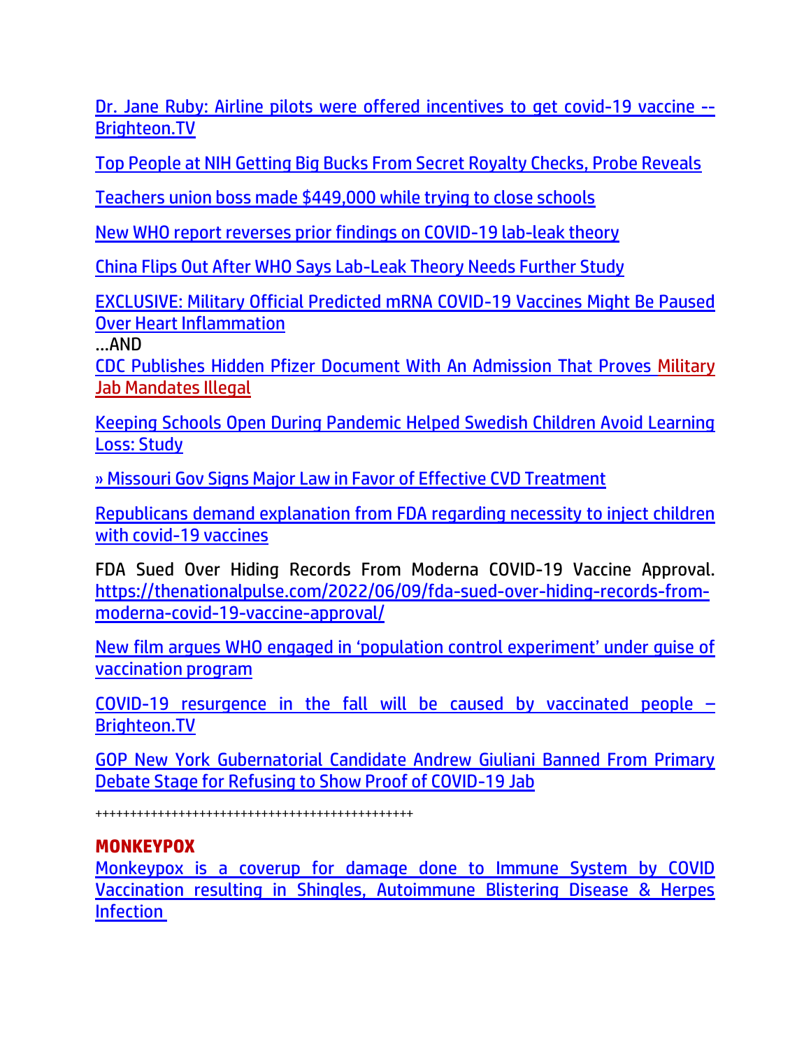Dr. Jane Ruby: Airline pilots were offered incentives to get covid-19 vaccine -- Brighteon.TV

Top People at NIH Getting Big Bucks From Secret Royalty Checks, Probe Reveals

Teachers union boss made $449,000 while trying to close schools

New WHO report reverses prior findings on COVID-19 lab-leak theory

China Flips Out After WHO Says Lab-Leak Theory Needs Further Study

EXCLUSIVE: Military Official Predicted mRNA COVID-19 Vaccines Might Be Paused Over Heart Inflammation

…AND

CDC Publishes Hidden Pfizer Document With An Admission That Proves Military Jab Mandates Illegal

Keeping Schools Open During Pandemic Helped Swedish Children Avoid Learning Loss: Study

» Missouri Gov Signs Major Law in Favor of Effective CVD Treatment

Republicans demand explanation from FDA regarding necessity to inject children with covid-19 vaccines

FDA Sued Over Hiding Records From Moderna COVID-19 Vaccine Approval. https://thenationalpulse.com/2022/06/09/fda-sued-over-hiding-records-from-moderna-covid-19-vaccine-approval/

New film argues WHO engaged in 'population control experiment' under guise of vaccination program

COVID-19 resurgence in the fall will be caused by vaccinated people – Brighteon.TV

GOP New York Gubernatorial Candidate Andrew Giuliani Banned From Primary Debate Stage for Refusing to Show Proof of COVID-19 Jab

++++++++++++++++++++++++++++++++++++++++++++++++

**MONKEYPOX**

Monkeypox is a coverup for damage done to Immune System by COVID Vaccination resulting in Shingles, Autoimmune Blistering Disease & Herpes Infection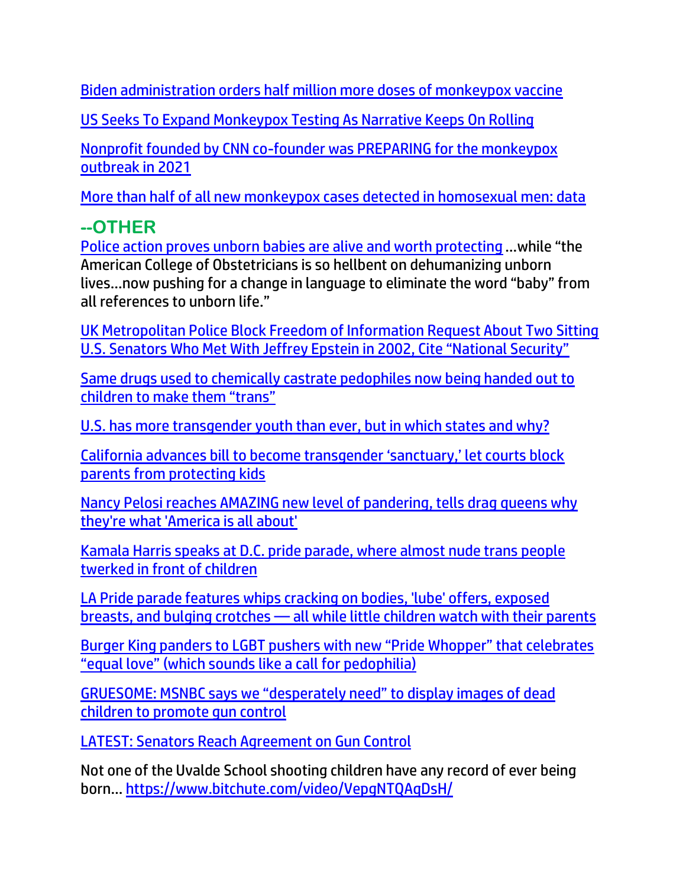Biden administration orders half million more doses of monkeypox vaccine

US Seeks To Expand Monkeypox Testing As Narrative Keeps On Rolling

Nonprofit founded by CNN co-founder was PREPARING for the monkeypox outbreak in 2021

More than half of all new monkeypox cases detected in homosexual men: data

## --OTHER

Police action proves unborn babies are alive and worth protecting …while “the American College of Obstetricians is so hellbent on dehumanizing unborn lives…now pushing for a change in language to eliminate the word “baby” from all references to unborn life.”

UK Metropolitan Police Block Freedom of Information Request About Two Sitting U.S. Senators Who Met With Jeffrey Epstein in 2002, Cite “National Security”

Same drugs used to chemically castrate pedophiles now being handed out to children to make them “trans”

U.S. has more transgender youth than ever, but in which states and why?

California advances bill to become transgender ‘sanctuary,’ let courts block parents from protecting kids

Nancy Pelosi reaches AMAZING new level of pandering, tells drag queens why they're what 'America is all about'

Kamala Harris speaks at D.C. pride parade, where almost nude trans people twerked in front of children

LA Pride parade features whips cracking on bodies, 'lube' offers, exposed breasts, and bulging crotches — all while little children watch with their parents

Burger King panders to LGBT pushers with new “Pride Whopper” that celebrates “equal love” (which sounds like a call for pedophilia)

GRUESOME: MSNBC says we “desperately need” to display images of dead children to promote gun control

LATEST: Senators Reach Agreement on Gun Control

Not one of the Uvalde School shooting children have any record of ever being born… https://www.bitchute.com/video/VepgNTQAqDsH/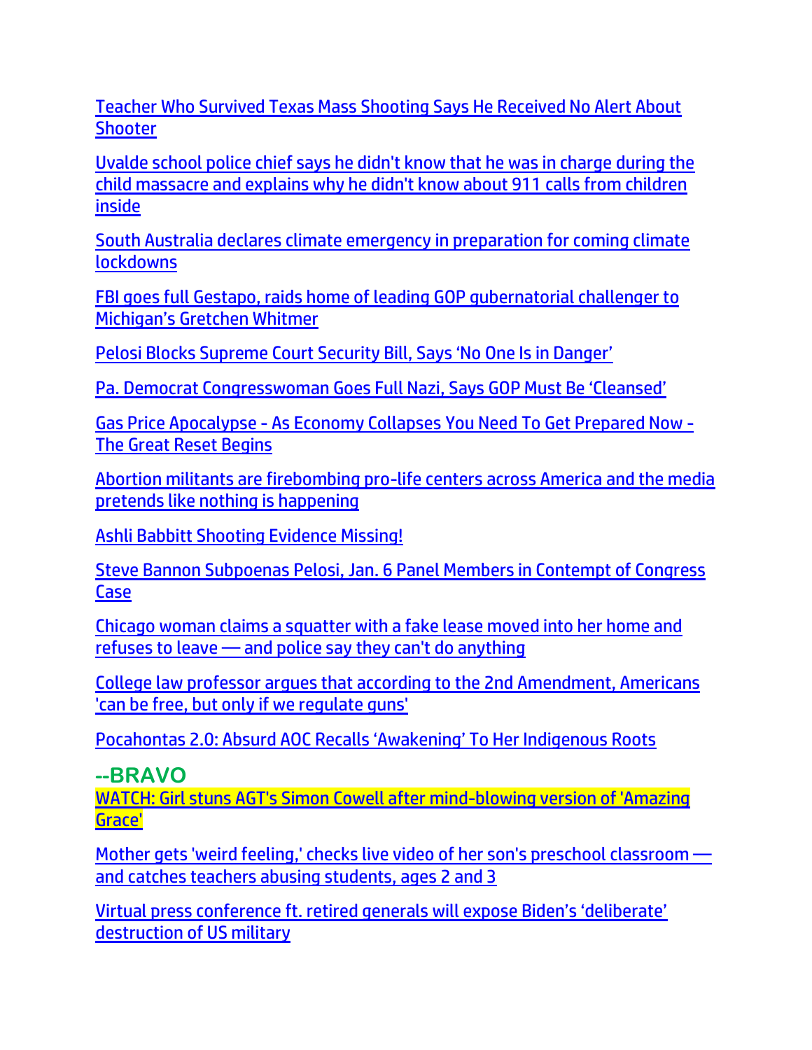Teacher Who Survived Texas Mass Shooting Says He Received No Alert About Shooter

Uvalde school police chief says he didn't know that he was in charge during the child massacre and explains why he didn't know about 911 calls from children inside

South Australia declares climate emergency in preparation for coming climate lockdowns

FBI goes full Gestapo, raids home of leading GOP gubernatorial challenger to Michigan's Gretchen Whitmer

Pelosi Blocks Supreme Court Security Bill, Says 'No One Is in Danger'

Pa. Democrat Congresswoman Goes Full Nazi, Says GOP Must Be 'Cleansed'

Gas Price Apocalypse - As Economy Collapses You Need To Get Prepared Now - The Great Reset Begins

Abortion militants are firebombing pro-life centers across America and the media pretends like nothing is happening

Ashli Babbitt Shooting Evidence Missing!

Steve Bannon Subpoenas Pelosi, Jan. 6 Panel Members in Contempt of Congress Case

Chicago woman claims a squatter with a fake lease moved into her home and refuses to leave — and police say they can't do anything

College law professor argues that according to the 2nd Amendment, Americans 'can be free, but only if we regulate guns'

Pocahontas 2.0: Absurd AOC Recalls 'Awakening' To Her Indigenous Roots

**--BRAVO**

WATCH: Girl stuns AGT's Simon Cowell after mind-blowing version of 'Amazing Grace'

Mother gets 'weird feeling,' checks live video of her son's preschool classroom — and catches teachers abusing students, ages 2 and 3

Virtual press conference ft. retired generals will expose Biden's 'deliberate' destruction of US military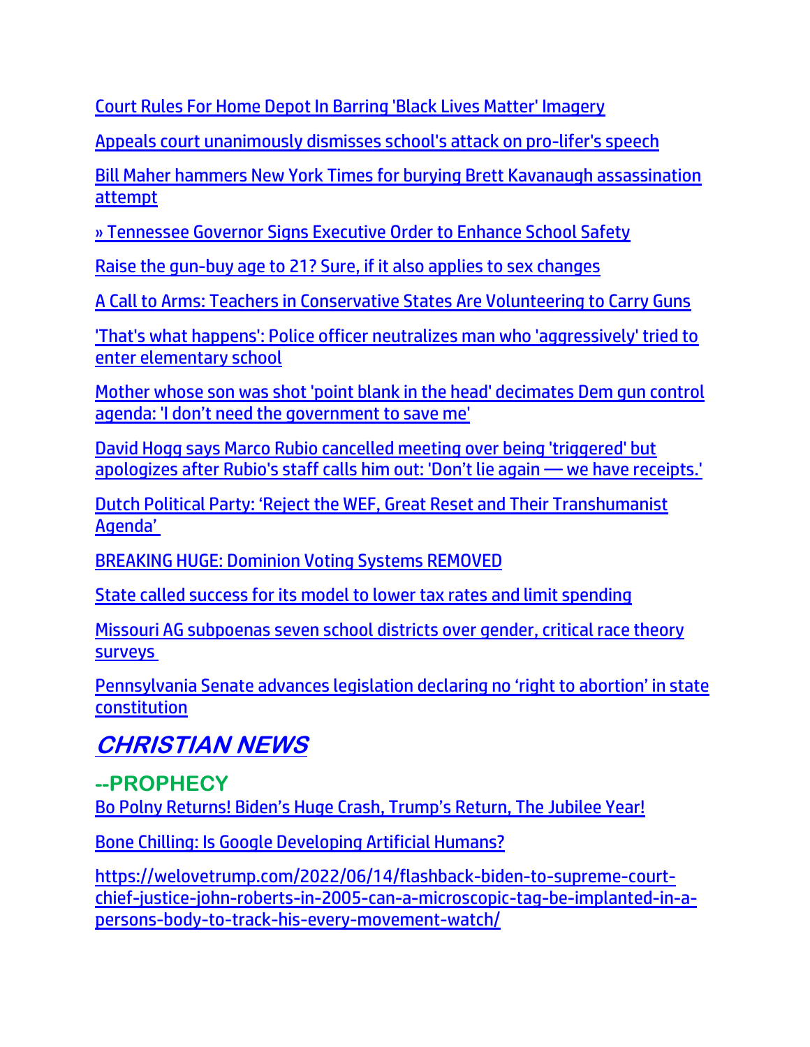Court Rules For Home Depot In Barring 'Black Lives Matter' Imagery

Appeals court unanimously dismisses school's attack on pro-lifer's speech

Bill Maher hammers New York Times for burying Brett Kavanaugh assassination attempt

» Tennessee Governor Signs Executive Order to Enhance School Safety

Raise the gun-buy age to 21? Sure, if it also applies to sex changes

A Call to Arms: Teachers in Conservative States Are Volunteering to Carry Guns

'That's what happens': Police officer neutralizes man who 'aggressively' tried to enter elementary school

Mother whose son was shot 'point blank in the head' decimates Dem gun control agenda: 'I don't need the government to save me'

David Hogg says Marco Rubio cancelled meeting over being 'triggered' but apologizes after Rubio's staff calls him out: 'Don't lie again — we have receipts.'

Dutch Political Party: 'Reject the WEF, Great Reset and Their Transhumanist Agenda'

BREAKING HUGE: Dominion Voting Systems REMOVED

State called success for its model to lower tax rates and limit spending

Missouri AG subpoenas seven school districts over gender, critical race theory surveys

Pennsylvania Senate advances legislation declaring no 'right to abortion' in state constitution

# *CHRISTIAN NEWS*

## --PROPHECY

Bo Polny Returns! Biden's Huge Crash, Trump's Return, The Jubilee Year!

Bone Chilling: Is Google Developing Artificial Humans?

https://welovetrump.com/2022/06/14/flashback-biden-to-supreme-court-chief-justice-john-roberts-in-2005-can-a-microscopic-tag-be-implanted-in-a-persons-body-to-track-his-every-movement-watch/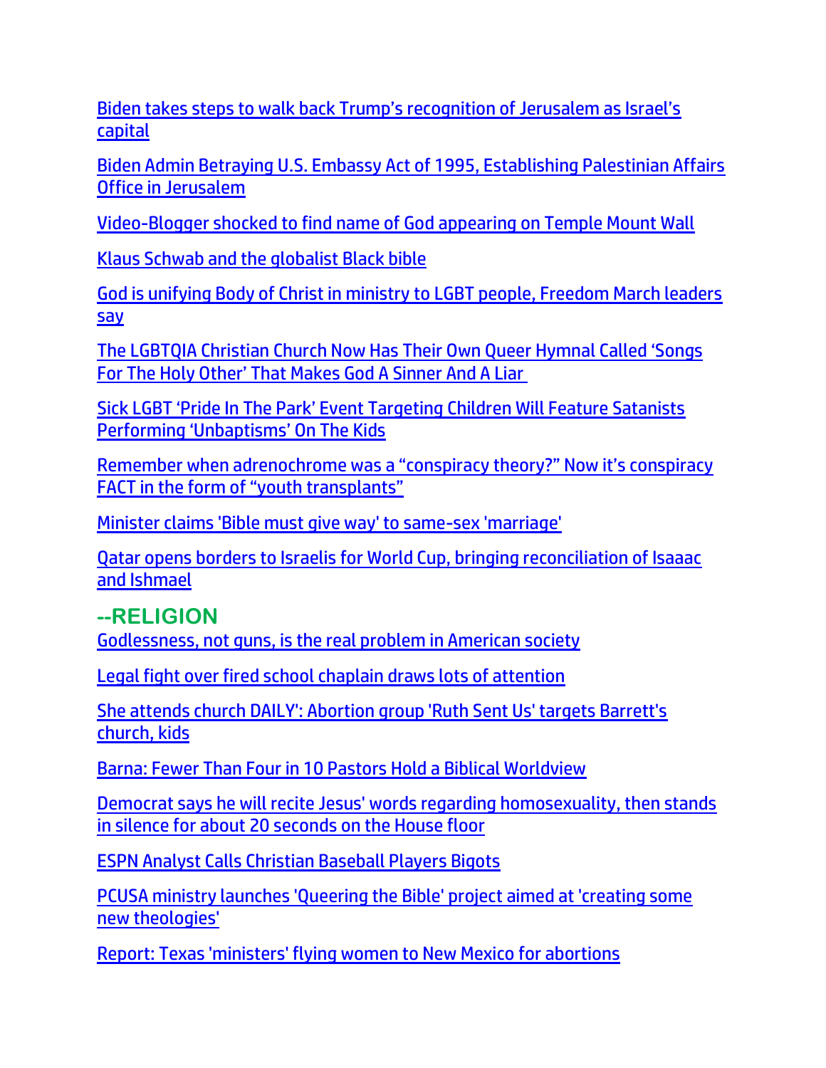Biden takes steps to walk back Trump's recognition of Jerusalem as Israel's capital

Biden Admin Betraying U.S. Embassy Act of 1995, Establishing Palestinian Affairs Office in Jerusalem

Video-Blogger shocked to find name of God appearing on Temple Mount Wall

Klaus Schwab and the globalist Black bible

God is unifying Body of Christ in ministry to LGBT people, Freedom March leaders say

The LGBTQIA Christian Church Now Has Their Own Queer Hymnal Called 'Songs For The Holy Other' That Makes God A Sinner And A Liar

Sick LGBT 'Pride In The Park' Event Targeting Children Will Feature Satanists Performing 'Unbaptisms' On The Kids

Remember when adrenochrome was a "conspiracy theory?" Now it's conspiracy FACT in the form of "youth transplants"

Minister claims 'Bible must give way' to same-sex 'marriage'

Qatar opens borders to Israelis for World Cup, bringing reconciliation of Isaaac and Ishmael

## --RELIGION

Godlessness, not guns, is the real problem in American society

Legal fight over fired school chaplain draws lots of attention

She attends church DAILY': Abortion group 'Ruth Sent Us' targets Barrett's church, kids

Barna: Fewer Than Four in 10 Pastors Hold a Biblical Worldview

Democrat says he will recite Jesus' words regarding homosexuality, then stands in silence for about 20 seconds on the House floor

ESPN Analyst Calls Christian Baseball Players Bigots

PCUSA ministry launches 'Queering the Bible' project aimed at 'creating some new theologies'

Report: Texas 'ministers' flying women to New Mexico for abortions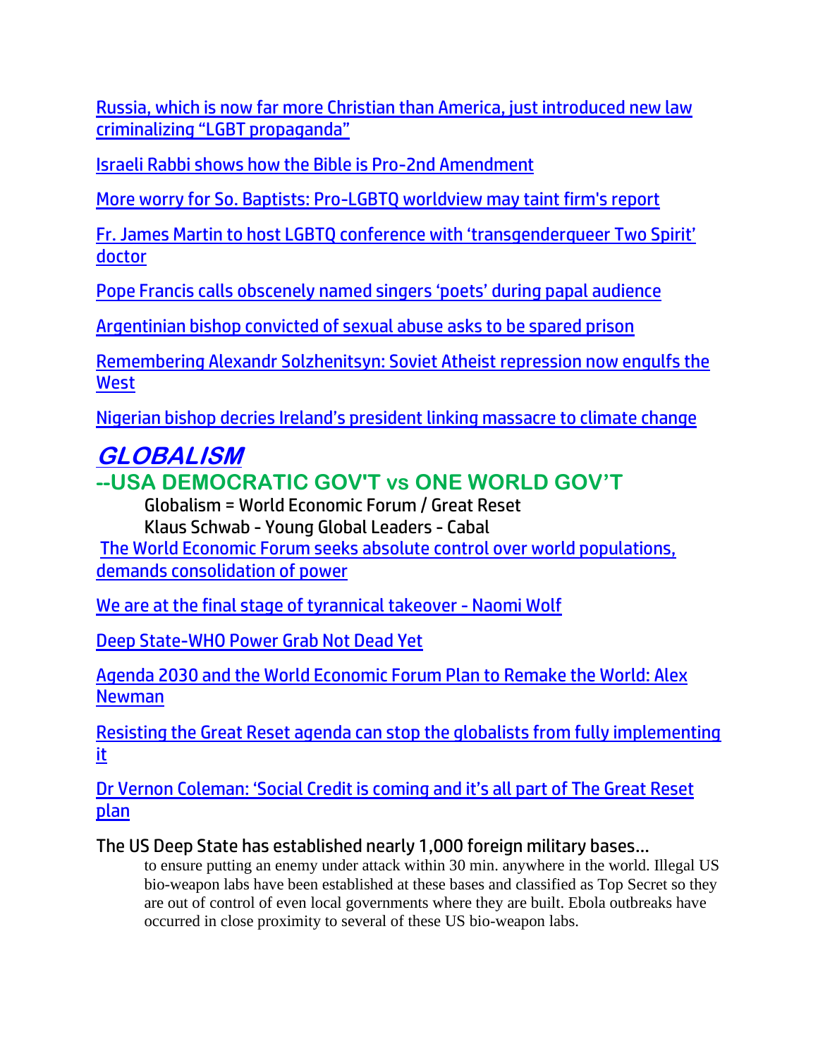[Russia, which is now far more Christian than America, just introduced new law criminalizing "LGBT propaganda"]

[Israeli Rabbi shows how the Bible is Pro-2nd Amendment]

[More worry for So. Baptists: Pro-LGBTQ worldview may taint firm's report]

[Fr. James Martin to host LGBTQ conference with 'transgenderqueer Two Spirit' doctor]

[Pope Francis calls obscenely named singers 'poets' during papal audience]

[Argentinian bishop convicted of sexual abuse asks to be spared prison]

[Remembering Alexandr Solzhenitsyn: Soviet Atheist repression now engulfs the West]

[Nigerian bishop decries Ireland's president linking massacre to climate change]

# *GLOBALISM*

## --USA DEMOCRATIC GOV'T vs ONE WORLD GOV'T

Globalism = World Economic Forum / Great Reset

Klaus Schwab - Young Global Leaders - Cabal

[The World Economic Forum seeks absolute control over world populations, demands consolidation of power]

[We are at the final stage of tyrannical takeover - Naomi Wolf]

[Deep State-WHO Power Grab Not Dead Yet]

[Agenda 2030 and the World Economic Forum Plan to Remake the World: Alex Newman]

[Resisting the Great Reset agenda can stop the globalists from fully implementing it]

[Dr Vernon Coleman: 'Social Credit is coming and it's all part of The Great Reset plan]

The US Deep State has established nearly 1,000 foreign military bases…

to ensure putting an enemy under attack within 30 min. anywhere in the world. Illegal US bio-weapon labs have been established at these bases and classified as Top Secret so they are out of control of even local governments where they are built. Ebola outbreaks have occurred in close proximity to several of these US bio-weapon labs.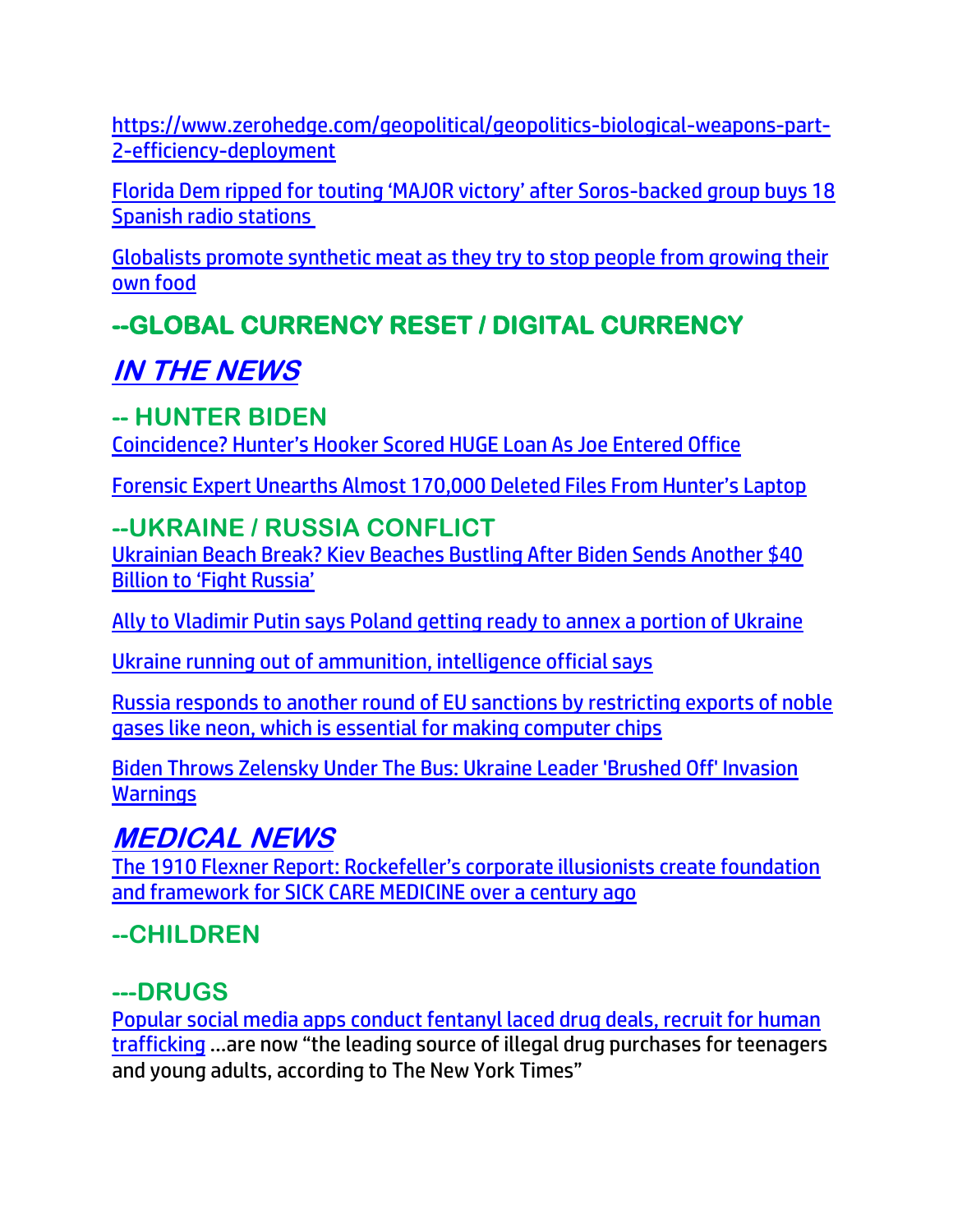https://www.zerohedge.com/geopolitical/geopolitics-biological-weapons-part-2-efficiency-deployment

Florida Dem ripped for touting 'MAJOR victory' after Soros-backed group buys 18 Spanish radio stations

Globalists promote synthetic meat as they try to stop people from growing their own food

## --GLOBAL CURRENCY RESET / DIGITAL CURRENCY

# *IN THE NEWS*

## -- HUNTER BIDEN

Coincidence? Hunter's Hooker Scored HUGE Loan As Joe Entered Office

Forensic Expert Unearths Almost 170,000 Deleted Files From Hunter's Laptop

## --UKRAINE / RUSSIA CONFLICT

Ukrainian Beach Break? Kiev Beaches Bustling After Biden Sends Another $40 Billion to 'Fight Russia'

Ally to Vladimir Putin says Poland getting ready to annex a portion of Ukraine

Ukraine running out of ammunition, intelligence official says

Russia responds to another round of EU sanctions by restricting exports of noble gases like neon, which is essential for making computer chips

Biden Throws Zelensky Under The Bus: Ukraine Leader 'Brushed Off' Invasion Warnings

# *MEDICAL NEWS*

The 1910 Flexner Report: Rockefeller's corporate illusionists create foundation and framework for SICK CARE MEDICINE over a century ago

## --CHILDREN

## ---DRUGS

Popular social media apps conduct fentanyl laced drug deals, recruit for human trafficking …are now "the leading source of illegal drug purchases for teenagers and young adults, according to The New York Times"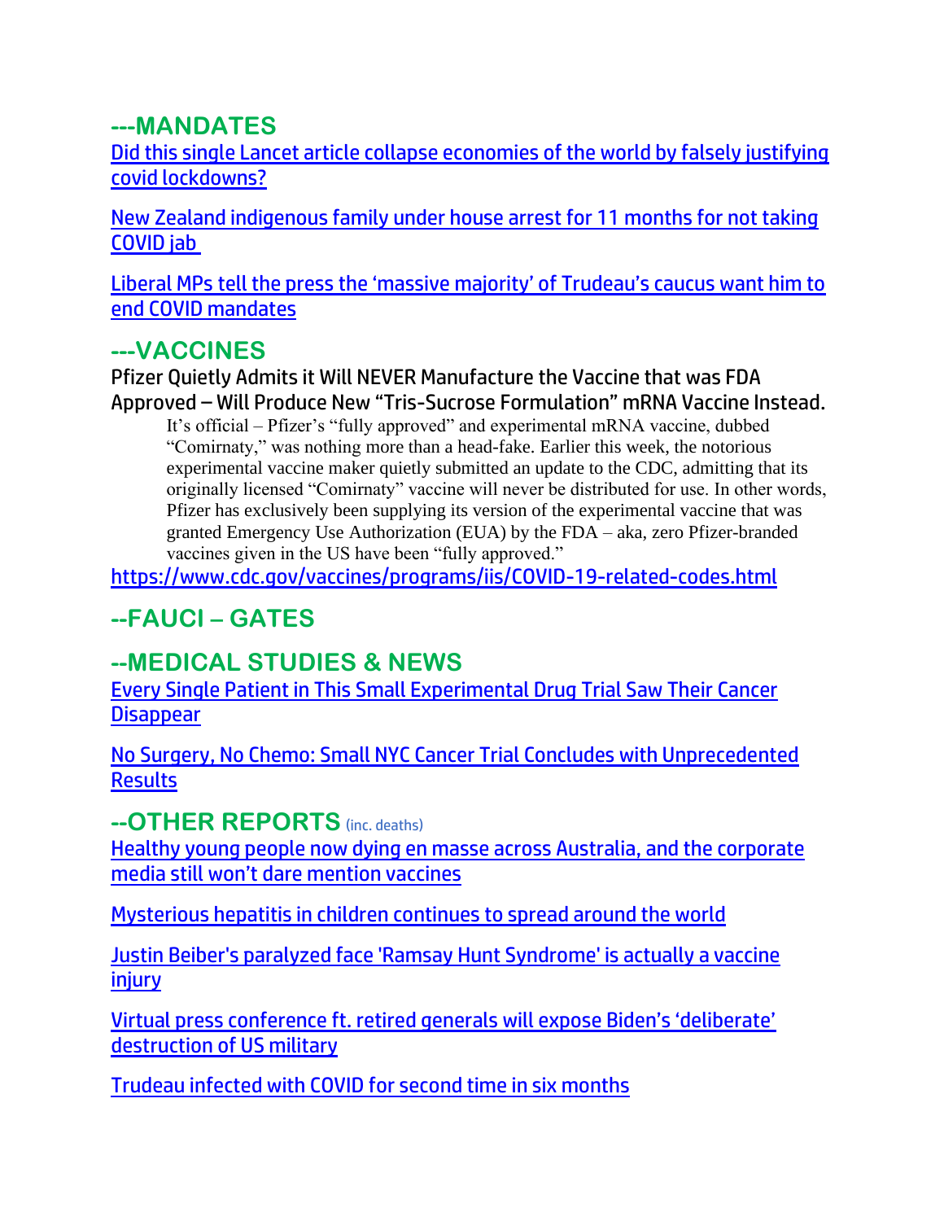## ---MANDATES

[Did this single Lancet article collapse economies of the world by falsely justifying covid lockdowns?]

[New Zealand indigenous family under house arrest for 11 months for not taking COVID jab]

[Liberal MPs tell the press the 'massive majority' of Trudeau's caucus want him to end COVID mandates]

## ---VACCINES

Pfizer Quietly Admits it Will NEVER Manufacture the Vaccine that was FDA Approved – Will Produce New "Tris-Sucrose Formulation" mRNA Vaccine Instead.

> It's official – Pfizer's "fully approved" and experimental mRNA vaccine, dubbed "Comirnaty," was nothing more than a head-fake. Earlier this week, the notorious experimental vaccine maker quietly submitted an update to the CDC, admitting that its originally licensed "Comirnaty" vaccine will never be distributed for use. In other words, Pfizer has exclusively been supplying its version of the experimental vaccine that was granted Emergency Use Authorization (EUA) by the FDA – aka, zero Pfizer-branded vaccines given in the US have been "fully approved."

https://www.cdc.gov/vaccines/programs/iis/COVID-19-related-codes.html

## --FAUCI – GATES

## --MEDICAL STUDIES & NEWS

[Every Single Patient in This Small Experimental Drug Trial Saw Their Cancer Disappear]

[No Surgery, No Chemo: Small NYC Cancer Trial Concludes with Unprecedented Results]

## --OTHER REPORTS (inc. deaths)

[Healthy young people now dying en masse across Australia, and the corporate media still won't dare mention vaccines]

[Mysterious hepatitis in children continues to spread around the world]

[Justin Beiber's paralyzed face 'Ramsay Hunt Syndrome' is actually a vaccine injury]

[Virtual press conference ft. retired generals will expose Biden's 'deliberate' destruction of US military]

[Trudeau infected with COVID for second time in six months]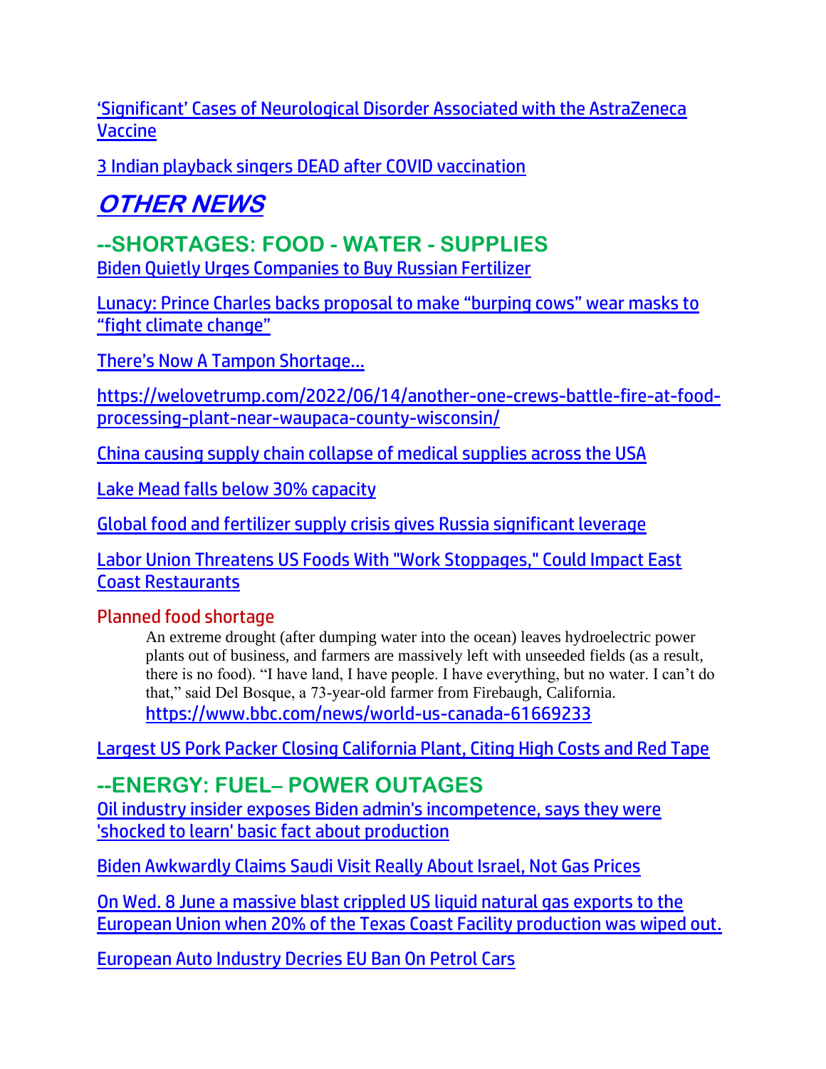'Significant' Cases of Neurological Disorder Associated with the AstraZeneca Vaccine

3 Indian playback singers DEAD after COVID vaccination

# *OTHER NEWS*

## --SHORTAGES: FOOD - WATER - SUPPLIES

Biden Quietly Urges Companies to Buy Russian Fertilizer

Lunacy: Prince Charles backs proposal to make "burping cows" wear masks to "fight climate change"

There's Now A Tampon Shortage…

https://welovetrump.com/2022/06/14/another-one-crews-battle-fire-at-food-processing-plant-near-waupaca-county-wisconsin/

China causing supply chain collapse of medical supplies across the USA

Lake Mead falls below 30% capacity

Global food and fertilizer supply crisis gives Russia significant leverage

Labor Union Threatens US Foods With "Work Stoppages," Could Impact East Coast Restaurants

### Planned food shortage

> An extreme drought (after dumping water into the ocean) leaves hydroelectric power plants out of business, and farmers are massively left with unseeded fields (as a result, there is no food). "I have land, I have people. I have everything, but no water. I can't do that," said Del Bosque, a 73-year-old farmer from Firebaugh, California.
> https://www.bbc.com/news/world-us-canada-61669233

Largest US Pork Packer Closing California Plant, Citing High Costs and Red Tape

## --ENERGY: FUEL– POWER OUTAGES

Oil industry insider exposes Biden admin's incompetence, says they were 'shocked to learn' basic fact about production

Biden Awkwardly Claims Saudi Visit Really About Israel, Not Gas Prices

On Wed. 8 June a massive blast crippled US liquid natural gas exports to the European Union when 20% of the Texas Coast Facility production was wiped out.

European Auto Industry Decries EU Ban On Petrol Cars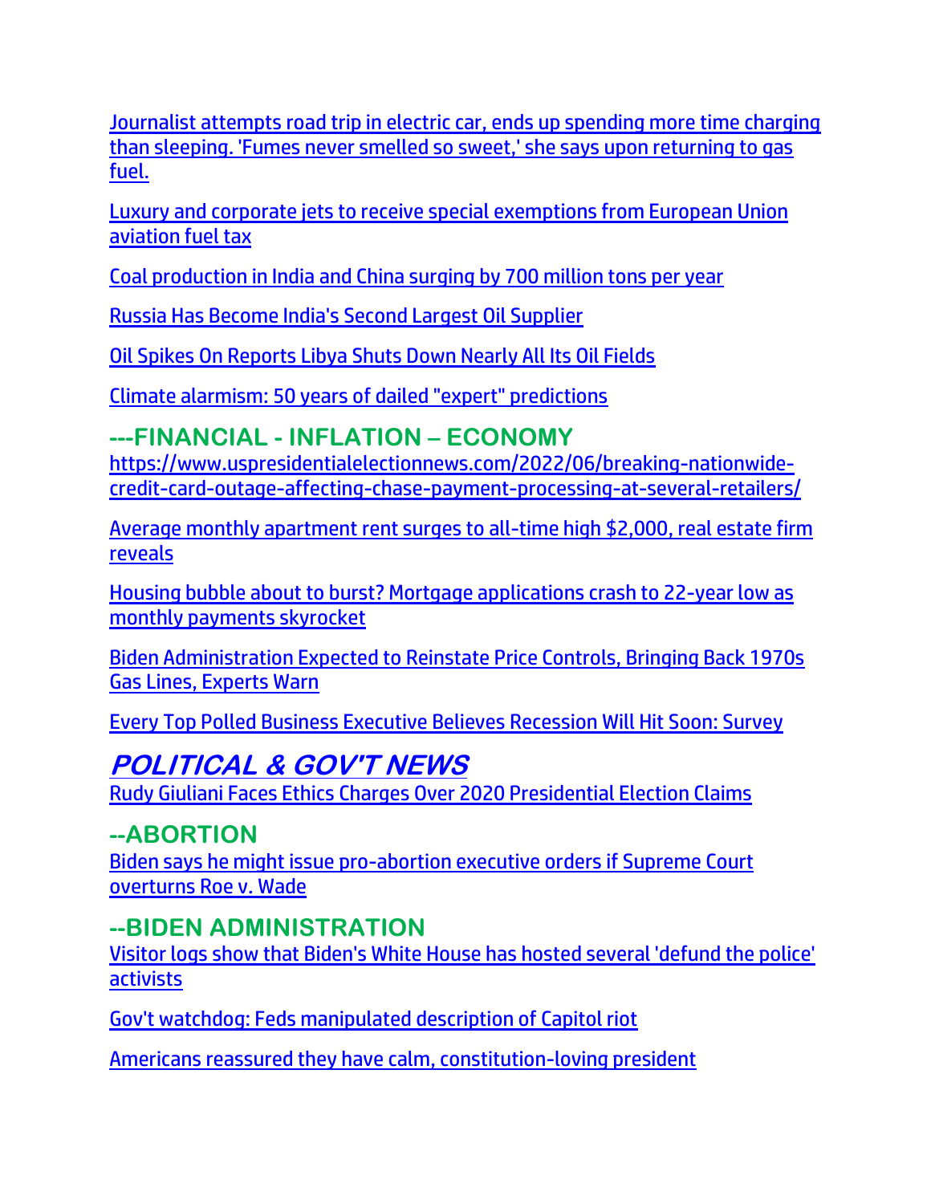Journalist attempts road trip in electric car, ends up spending more time charging than sleeping. 'Fumes never smelled so sweet,' she says upon returning to gas fuel.

Luxury and corporate jets to receive special exemptions from European Union aviation fuel tax

Coal production in India and China surging by 700 million tons per year

Russia Has Become India's Second Largest Oil Supplier

Oil Spikes On Reports Libya Shuts Down Nearly All Its Oil Fields

Climate alarmism: 50 years of dailed "expert" predictions

## ---FINANCIAL - INFLATION – ECONOMY

https://www.uspresidentialelectionnews.com/2022/06/breaking-nationwide-credit-card-outage-affecting-chase-payment-processing-at-several-retailers/

Average monthly apartment rent surges to all-time high $2,000, real estate firm reveals

Housing bubble about to burst? Mortgage applications crash to 22-year low as monthly payments skyrocket

Biden Administration Expected to Reinstate Price Controls, Bringing Back 1970s Gas Lines, Experts Warn

Every Top Polled Business Executive Believes Recession Will Hit Soon: Survey

# *POLITICAL & GOV'T NEWS*

Rudy Giuliani Faces Ethics Charges Over 2020 Presidential Election Claims

## --ABORTION

Biden says he might issue pro-abortion executive orders if Supreme Court overturns Roe v. Wade

## --BIDEN ADMINISTRATION

Visitor logs show that Biden's White House has hosted several 'defund the police' activists

Gov't watchdog: Feds manipulated description of Capitol riot

Americans reassured they have calm, constitution-loving president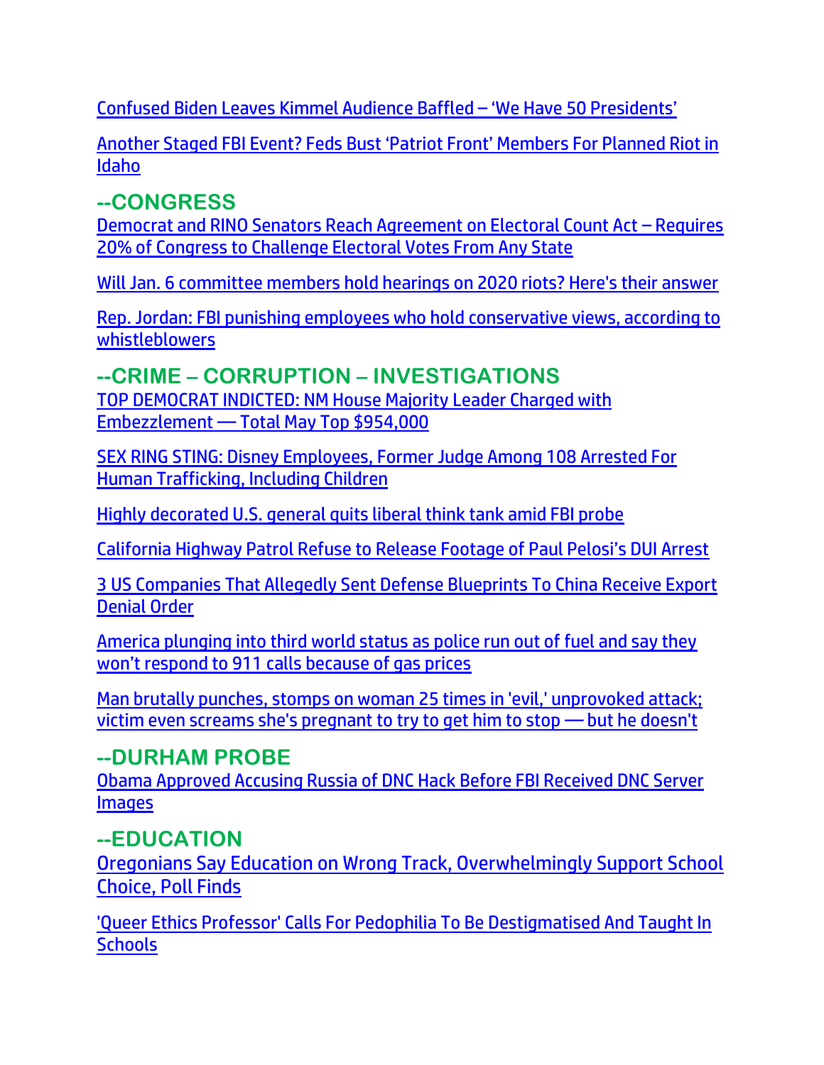Confused Biden Leaves Kimmel Audience Baffled – 'We Have 50 Presidents'

Another Staged FBI Event? Feds Bust 'Patriot Front' Members For Planned Riot in Idaho

## --CONGRESS

Democrat and RINO Senators Reach Agreement on Electoral Count Act – Requires 20% of Congress to Challenge Electoral Votes From Any State

Will Jan. 6 committee members hold hearings on 2020 riots? Here's their answer

Rep. Jordan: FBI punishing employees who hold conservative views, according to whistleblowers

## --CRIME – CORRUPTION – INVESTIGATIONS

TOP DEMOCRAT INDICTED: NM House Majority Leader Charged with Embezzlement — Total May Top $954,000

SEX RING STING: Disney Employees, Former Judge Among 108 Arrested For Human Trafficking, Including Children

Highly decorated U.S. general quits liberal think tank amid FBI probe

California Highway Patrol Refuse to Release Footage of Paul Pelosi's DUI Arrest

3 US Companies That Allegedly Sent Defense Blueprints To China Receive Export Denial Order

America plunging into third world status as police run out of fuel and say they won't respond to 911 calls because of gas prices

Man brutally punches, stomps on woman 25 times in 'evil,' unprovoked attack; victim even screams she's pregnant to try to get him to stop — but he doesn't

## --DURHAM PROBE

Obama Approved Accusing Russia of DNC Hack Before FBI Received DNC Server Images

## --EDUCATION

Oregonians Say Education on Wrong Track, Overwhelmingly Support School Choice, Poll Finds

'Queer Ethics Professor' Calls For Pedophilia To Be Destigmatised And Taught In Schools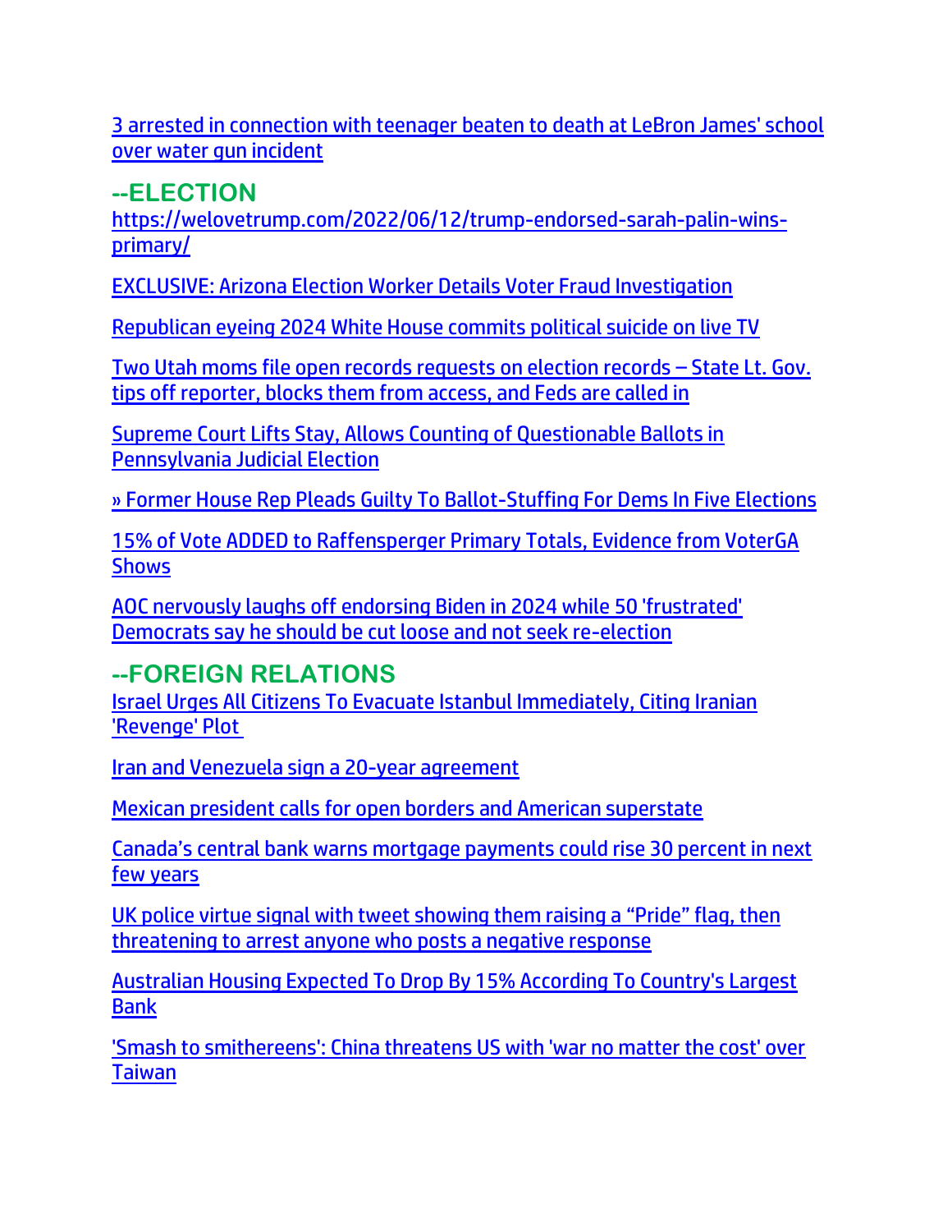3 arrested in connection with teenager beaten to death at LeBron James' school over water gun incident

## --ELECTION

https://welovetrump.com/2022/06/12/trump-endorsed-sarah-palin-wins-primary/

EXCLUSIVE: Arizona Election Worker Details Voter Fraud Investigation

Republican eyeing 2024 White House commits political suicide on live TV

Two Utah moms file open records requests on election records – State Lt. Gov. tips off reporter, blocks them from access, and Feds are called in

Supreme Court Lifts Stay, Allows Counting of Questionable Ballots in Pennsylvania Judicial Election

» Former House Rep Pleads Guilty To Ballot-Stuffing For Dems In Five Elections

15% of Vote ADDED to Raffensperger Primary Totals, Evidence from VoterGA Shows

AOC nervously laughs off endorsing Biden in 2024 while 50 'frustrated' Democrats say he should be cut loose and not seek re-election

## --FOREIGN RELATIONS

Israel Urges All Citizens To Evacuate Istanbul Immediately, Citing Iranian 'Revenge' Plot

Iran and Venezuela sign a 20-year agreement

Mexican president calls for open borders and American superstate

Canada's central bank warns mortgage payments could rise 30 percent in next few years

UK police virtue signal with tweet showing them raising a "Pride" flag, then threatening to arrest anyone who posts a negative response

Australian Housing Expected To Drop By 15% According To Country's Largest Bank

'Smash to smithereens': China threatens US with 'war no matter the cost' over Taiwan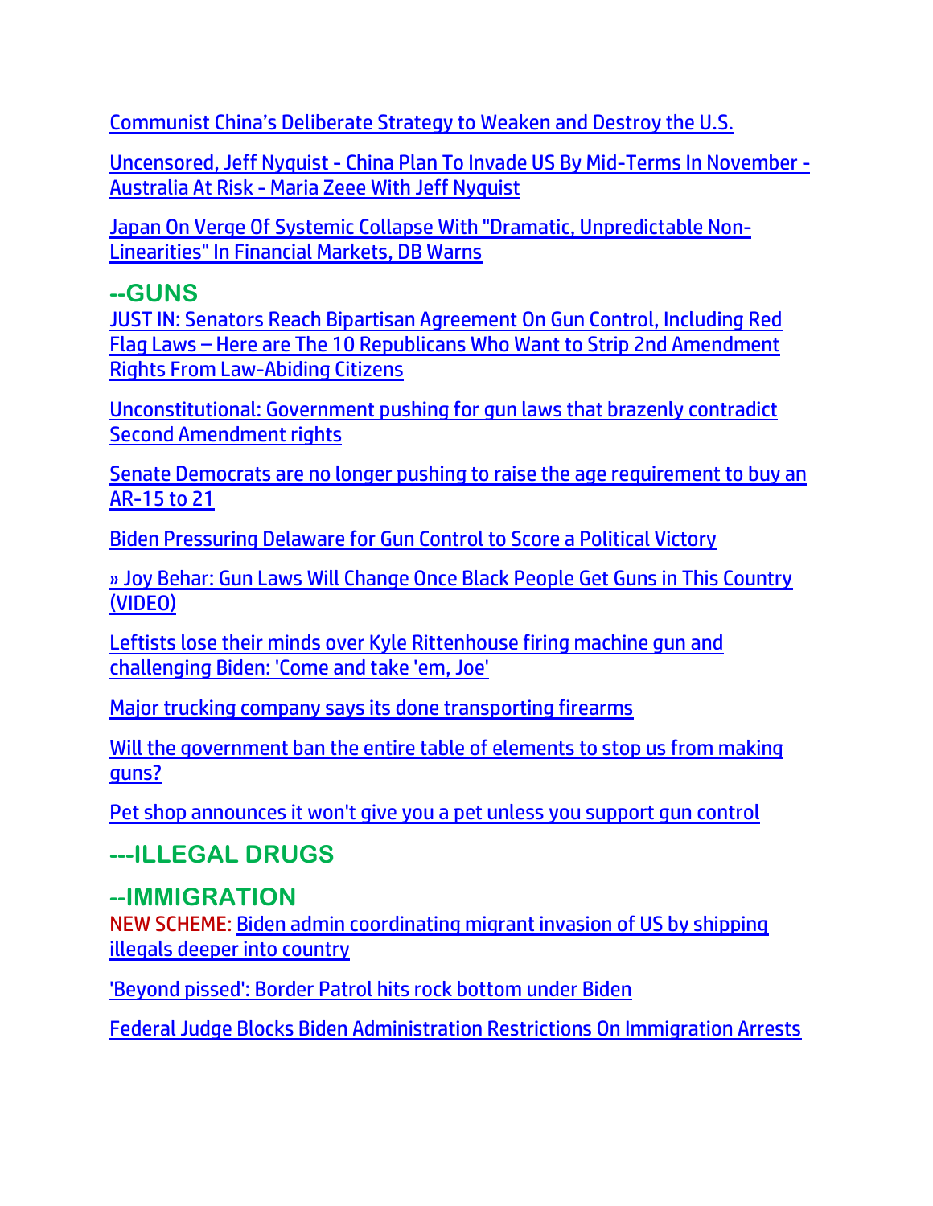Communist China's Deliberate Strategy to Weaken and Destroy the U.S.

Uncensored, Jeff Nyquist - China Plan To Invade US By Mid-Terms In November - Australia At Risk - Maria Zeee With Jeff Nyquist

Japan On Verge Of Systemic Collapse With "Dramatic, Unpredictable Non-Linearities" In Financial Markets, DB Warns

## --GUNS

JUST IN: Senators Reach Bipartisan Agreement On Gun Control, Including Red Flag Laws – Here are The 10 Republicans Who Want to Strip 2nd Amendment Rights From Law-Abiding Citizens

Unconstitutional: Government pushing for gun laws that brazenly contradict Second Amendment rights

Senate Democrats are no longer pushing to raise the age requirement to buy an AR-15 to 21

Biden Pressuring Delaware for Gun Control to Score a Political Victory

» Joy Behar: Gun Laws Will Change Once Black People Get Guns in This Country (VIDEO)

Leftists lose their minds over Kyle Rittenhouse firing machine gun and challenging Biden: 'Come and take 'em, Joe'

Major trucking company says its done transporting firearms

Will the government ban the entire table of elements to stop us from making guns?

Pet shop announces it won't give you a pet unless you support gun control

## ---ILLEGAL DRUGS

## --IMMIGRATION

NEW SCHEME: Biden admin coordinating migrant invasion of US by shipping illegals deeper into country

'Beyond pissed': Border Patrol hits rock bottom under Biden

Federal Judge Blocks Biden Administration Restrictions On Immigration Arrests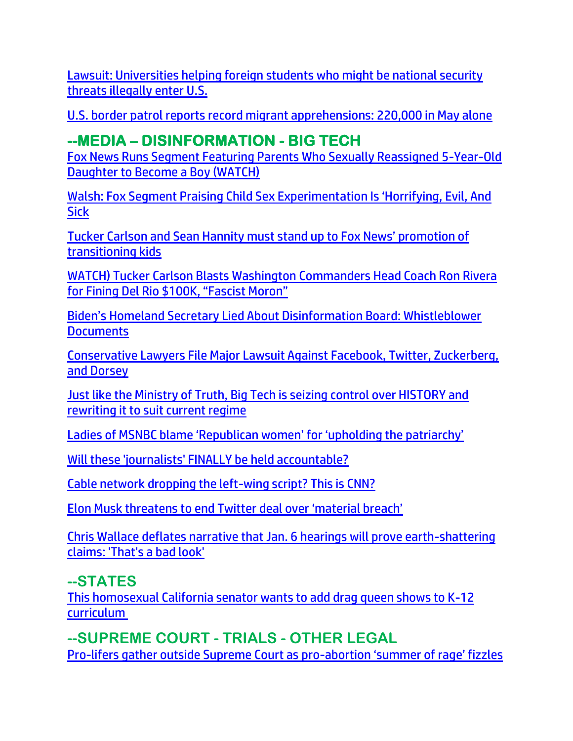Lawsuit: Universities helping foreign students who might be national security threats illegally enter U.S.

U.S. border patrol reports record migrant apprehensions: 220,000 in May alone

## --MEDIA – DISINFORMATION - BIG TECH

Fox News Runs Segment Featuring Parents Who Sexually Reassigned 5-Year-Old Daughter to Become a Boy (WATCH)

Walsh: Fox Segment Praising Child Sex Experimentation Is 'Horrifying, Evil, And Sick

Tucker Carlson and Sean Hannity must stand up to Fox News' promotion of transitioning kids

WATCH) Tucker Carlson Blasts Washington Commanders Head Coach Ron Rivera for Fining Del Rio $100K, "Fascist Moron"

Biden's Homeland Secretary Lied About Disinformation Board: Whistleblower Documents

Conservative Lawyers File Major Lawsuit Against Facebook, Twitter, Zuckerberg, and Dorsey

Just like the Ministry of Truth, Big Tech is seizing control over HISTORY and rewriting it to suit current regime

Ladies of MSNBC blame 'Republican women' for 'upholding the patriarchy'

Will these 'journalists' FINALLY be held accountable?

Cable network dropping the left-wing script? This is CNN?

Elon Musk threatens to end Twitter deal over 'material breach'

Chris Wallace deflates narrative that Jan. 6 hearings will prove earth-shattering claims: 'That's a bad look'

## --STATES

This homosexual California senator wants to add drag queen shows to K-12 curriculum

## --SUPREME COURT - TRIALS - OTHER LEGAL

Pro-lifers gather outside Supreme Court as pro-abortion 'summer of rage' fizzles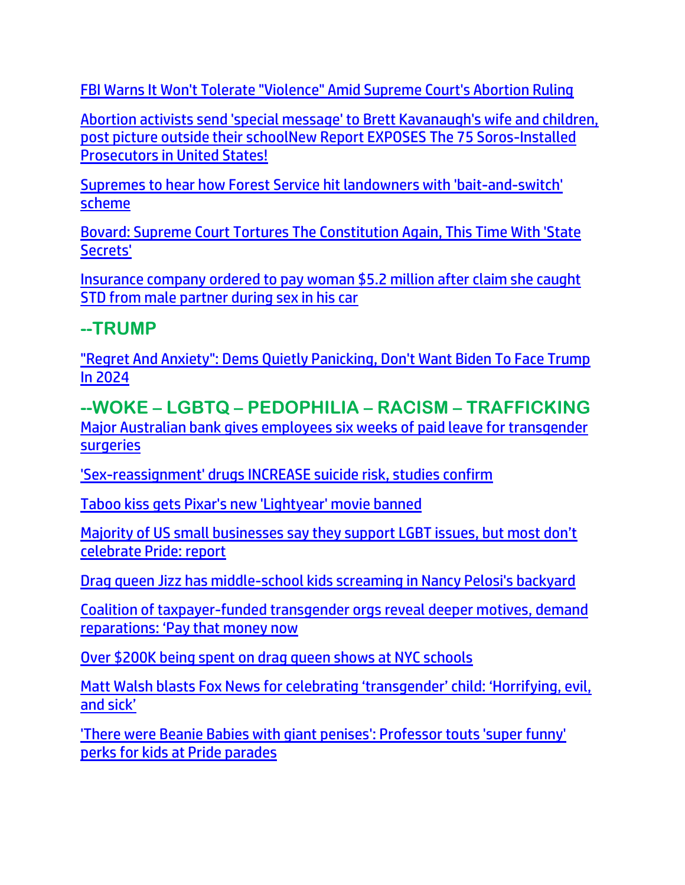FBI Warns It Won't Tolerate "Violence" Amid Supreme Court's Abortion Ruling

Abortion activists send 'special message' to Brett Kavanaugh's wife and children, post picture outside their schoolNew Report EXPOSES The 75 Soros-Installed Prosecutors in United States!

Supremes to hear how Forest Service hit landowners with 'bait-and-switch' scheme

Bovard: Supreme Court Tortures The Constitution Again, This Time With 'State Secrets'

Insurance company ordered to pay woman $5.2 million after claim she caught STD from male partner during sex in his car

## --TRUMP

"Regret And Anxiety": Dems Quietly Panicking, Don't Want Biden To Face Trump In 2024

## --WOKE – LGBTQ – PEDOPHILIA – RACISM – TRAFFICKING

Major Australian bank gives employees six weeks of paid leave for transgender surgeries

'Sex-reassignment' drugs INCREASE suicide risk, studies confirm

Taboo kiss gets Pixar's new 'Lightyear' movie banned

Majority of US small businesses say they support LGBT issues, but most don't celebrate Pride: report

Drag queen Jizz has middle-school kids screaming in Nancy Pelosi's backyard

Coalition of taxpayer-funded transgender orgs reveal deeper motives, demand reparations: 'Pay that money now

Over $200K being spent on drag queen shows at NYC schools

Matt Walsh blasts Fox News for celebrating 'transgender' child: 'Horrifying, evil, and sick'

'There were Beanie Babies with giant penises': Professor touts 'super funny' perks for kids at Pride parades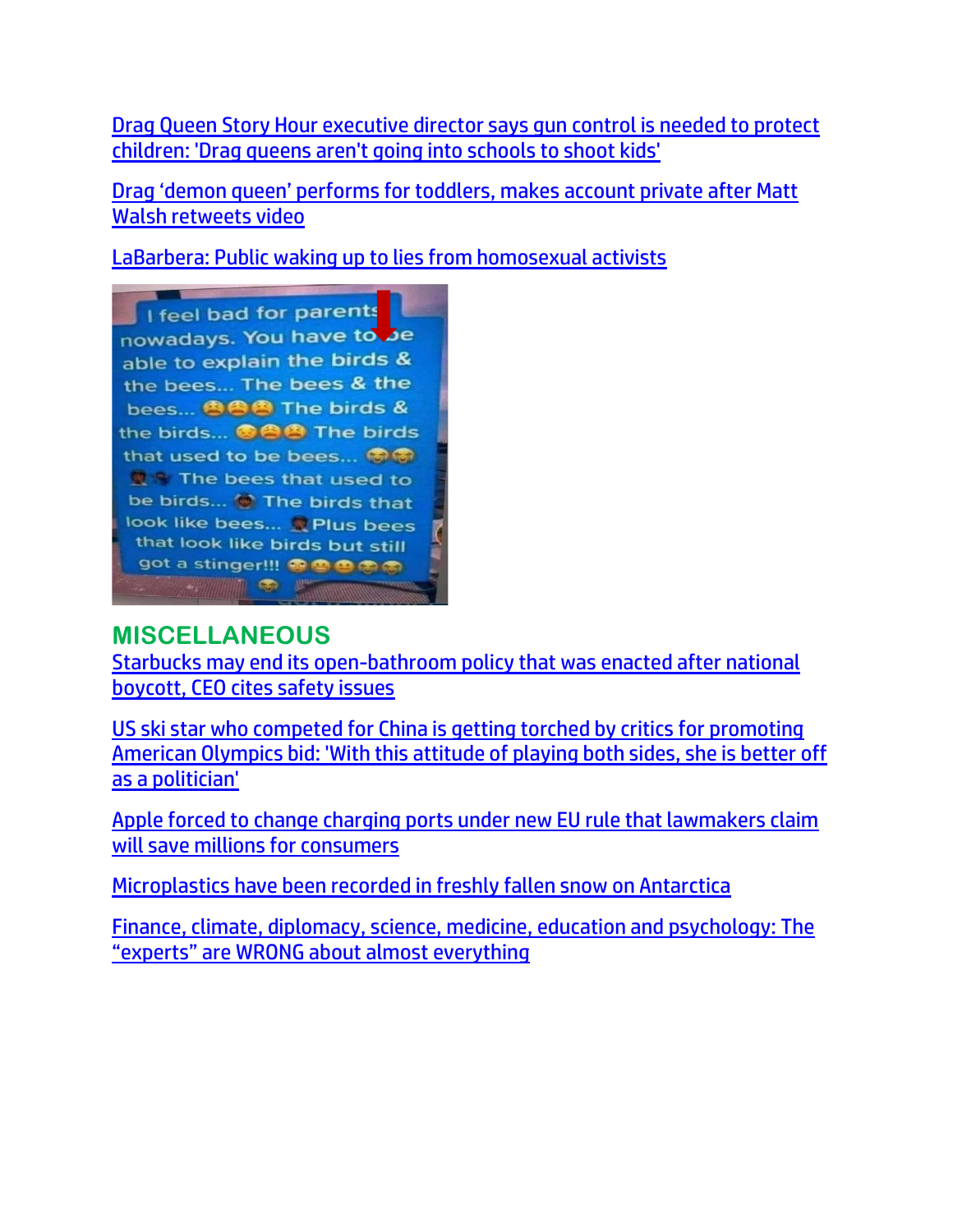Drag Queen Story Hour executive director says gun control is needed to protect children: 'Drag queens aren't going into schools to shoot kids'

Drag 'demon queen' performs for toddlers, makes account private after Matt Walsh retweets video

LaBarbera: Public waking up to lies from homosexual activists

## MISCELLANEOUS

Starbucks may end its open-bathroom policy that was enacted after national boycott, CEO cites safety issues

US ski star who competed for China is getting torched by critics for promoting American Olympics bid: 'With this attitude of playing both sides, she is better off as a politician'

Apple forced to change charging ports under new EU rule that lawmakers claim will save millions for consumers

Microplastics have been recorded in freshly fallen snow on Antarctica

Finance, climate, diplomacy, science, medicine, education and psychology: The "experts" are WRONG about almost everything